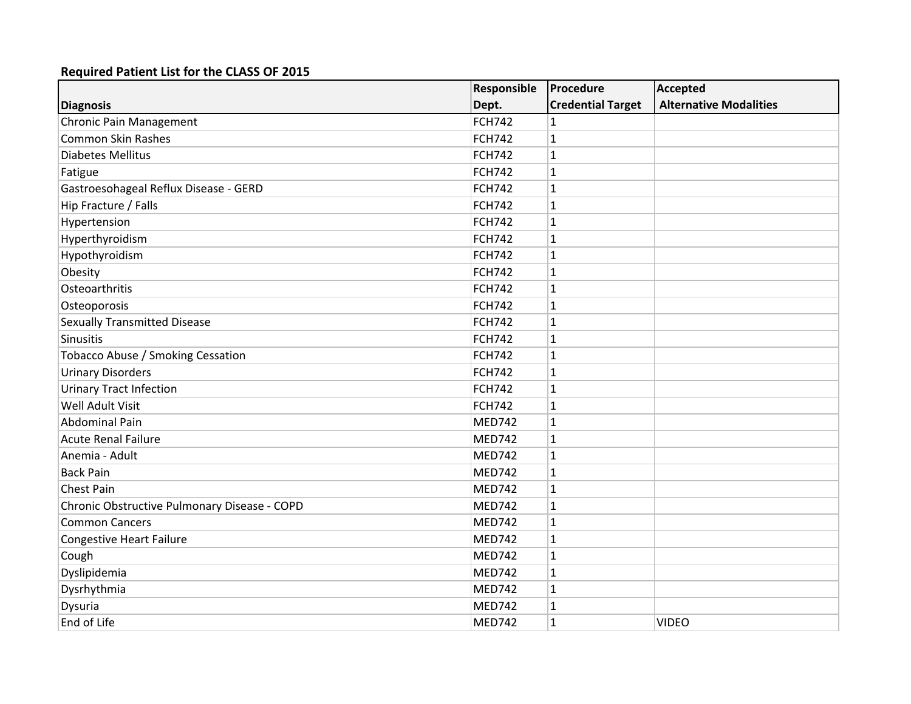**Required Patient List for the CLASS OF 2015**

| Diagnosis | Responsible Dept. | Procedure Credential Target | Accepted Alternative Modalities |
|---|---|---|---|
| Chronic Pain Management | FCH742 | 1 | |
| Common Skin Rashes | FCH742 | 1 | |
| Diabetes Mellitus | FCH742 | 1 | |
| Fatigue | FCH742 | 1 | |
| Gastroesohageal Reflux Disease - GERD | FCH742 | 1 | |
| Hip Fracture / Falls | FCH742 | 1 | |
| Hypertension | FCH742 | 1 | |
| Hyperthyroidism | FCH742 | 1 | |
| Hypothyroidism | FCH742 | 1 | |
| Obesity | FCH742 | 1 | |
| Osteoarthritis | FCH742 | 1 | |
| Osteoporosis | FCH742 | 1 | |
| Sexually Transmitted Disease | FCH742 | 1 | |
| Sinusitis | FCH742 | 1 | |
| Tobacco Abuse / Smoking Cessation | FCH742 | 1 | |
| Urinary Disorders | FCH742 | 1 | |
| Urinary Tract Infection | FCH742 | 1 | |
| Well Adult Visit | FCH742 | 1 | |
| Abdominal Pain | MED742 | 1 | |
| Acute Renal Failure | MED742 | 1 | |
| Anemia - Adult | MED742 | 1 | |
| Back Pain | MED742 | 1 | |
| Chest Pain | MED742 | 1 | |
| Chronic Obstructive Pulmonary Disease - COPD | MED742 | 1 | |
| Common Cancers | MED742 | 1 | |
| Congestive Heart Failure | MED742 | 1 | |
| Cough | MED742 | 1 | |
| Dyslipidemia | MED742 | 1 | |
| Dysrhythmia | MED742 | 1 | |
| Dysuria | MED742 | 1 | |
| End of Life | MED742 | 1 | VIDEO |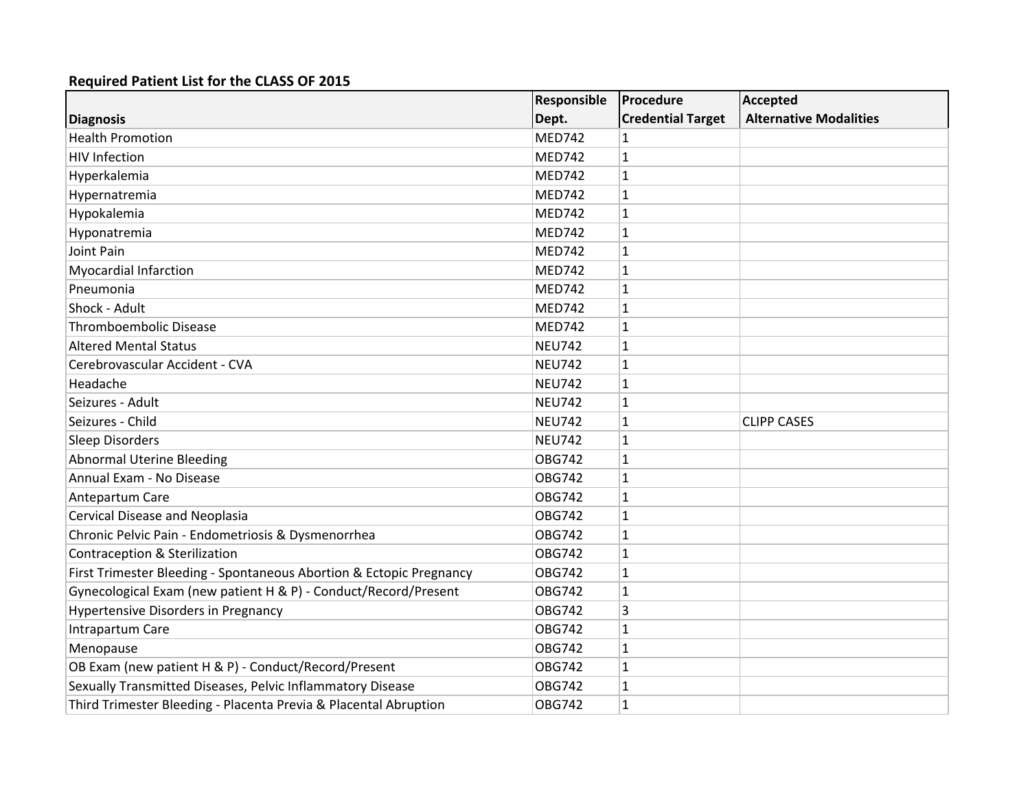**Required Patient List for the CLASS OF 2015**

| Diagnosis | Responsible Dept. | Procedure Credential Target | Accepted Alternative Modalities |
|---|---|---|---|
| Health Promotion | MED742 | 1 | |
| HIV Infection | MED742 | 1 | |
| Hyperkalemia | MED742 | 1 | |
| Hypernatremia | MED742 | 1 | |
| Hypokalemia | MED742 | 1 | |
| Hyponatremia | MED742 | 1 | |
| Joint Pain | MED742 | 1 | |
| Myocardial Infarction | MED742 | 1 | |
| Pneumonia | MED742 | 1 | |
| Shock - Adult | MED742 | 1 | |
| Thromboembolic Disease | MED742 | 1 | |
| Altered Mental Status | NEU742 | 1 | |
| Cerebrovascular Accident - CVA | NEU742 | 1 | |
| Headache | NEU742 | 1 | |
| Seizures - Adult | NEU742 | 1 | |
| Seizures - Child | NEU742 | 1 | CLIPP CASES |
| Sleep Disorders | NEU742 | 1 | |
| Abnormal Uterine Bleeding | OBG742 | 1 | |
| Annual Exam - No Disease | OBG742 | 1 | |
| Antepartum Care | OBG742 | 1 | |
| Cervical Disease and Neoplasia | OBG742 | 1 | |
| Chronic Pelvic Pain - Endometriosis & Dysmenorrhea | OBG742 | 1 | |
| Contraception & Sterilization | OBG742 | 1 | |
| First Trimester Bleeding - Spontaneous Abortion & Ectopic Pregnancy | OBG742 | 1 | |
| Gynecological Exam (new patient H & P) - Conduct/Record/Present | OBG742 | 1 | |
| Hypertensive Disorders in Pregnancy | OBG742 | 3 | |
| Intrapartum Care | OBG742 | 1 | |
| Menopause | OBG742 | 1 | |
| OB Exam (new patient H & P) - Conduct/Record/Present | OBG742 | 1 | |
| Sexually Transmitted Diseases, Pelvic Inflammatory Disease | OBG742 | 1 | |
| Third Trimester Bleeding - Placenta Previa & Placental Abruption | OBG742 | 1 | |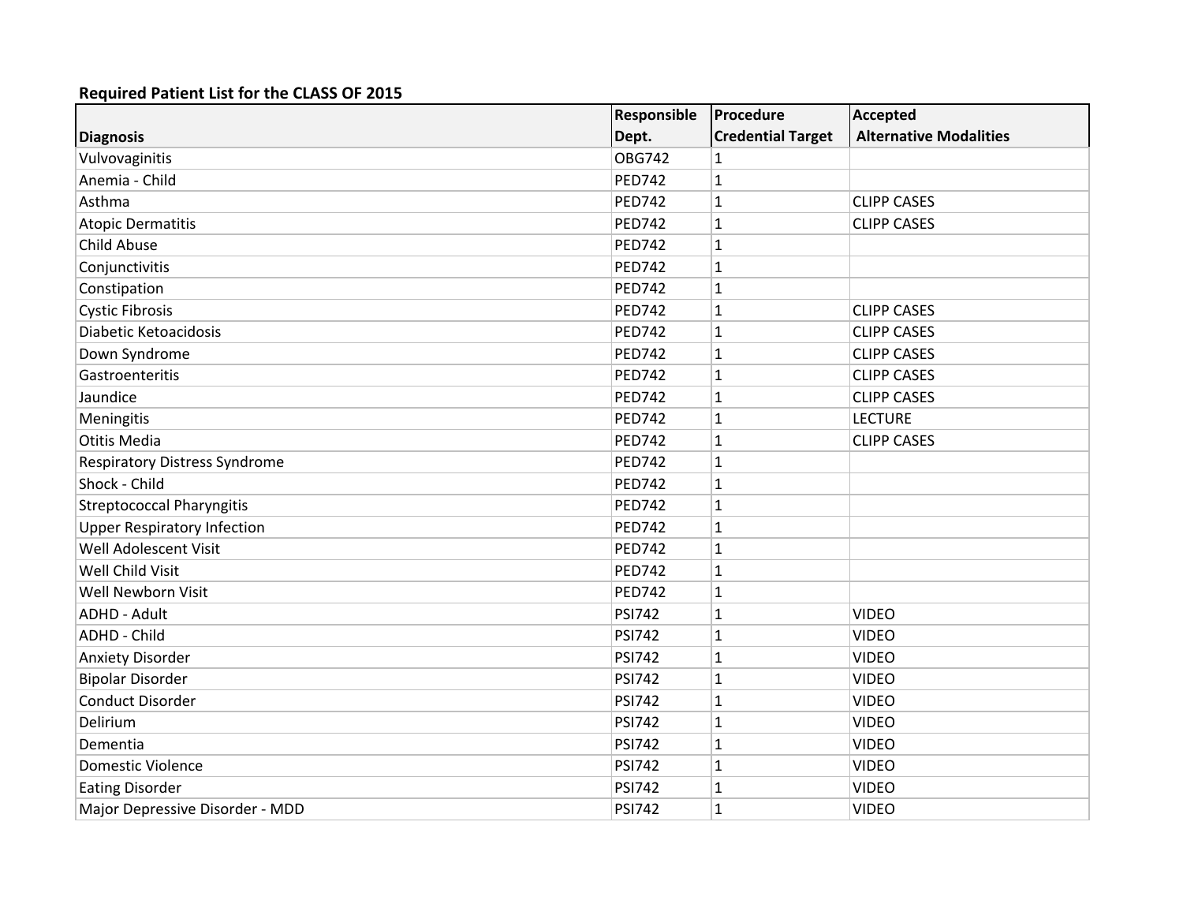**Required Patient List for the CLASS OF 2015**

| Diagnosis | Responsible Dept. | Procedure Credential Target | Accepted Alternative Modalities |
|---|---|---|---|
| Vulvovaginitis | OBG742 | 1 | |
| Anemia - Child | PED742 | 1 | |
| Asthma | PED742 | 1 | CLIPP CASES |
| Atopic Dermatitis | PED742 | 1 | CLIPP CASES |
| Child Abuse | PED742 | 1 | |
| Conjunctivitis | PED742 | 1 | |
| Constipation | PED742 | 1 | |
| Cystic Fibrosis | PED742 | 1 | CLIPP CASES |
| Diabetic Ketoacidosis | PED742 | 1 | CLIPP CASES |
| Down Syndrome | PED742 | 1 | CLIPP CASES |
| Gastroenteritis | PED742 | 1 | CLIPP CASES |
| Jaundice | PED742 | 1 | CLIPP CASES |
| Meningitis | PED742 | 1 | LECTURE |
| Otitis Media | PED742 | 1 | CLIPP CASES |
| Respiratory Distress Syndrome | PED742 | 1 | |
| Shock - Child | PED742 | 1 | |
| Streptococcal Pharyngitis | PED742 | 1 | |
| Upper Respiratory Infection | PED742 | 1 | |
| Well Adolescent Visit | PED742 | 1 | |
| Well Child Visit | PED742 | 1 | |
| Well Newborn Visit | PED742 | 1 | |
| ADHD - Adult | PSI742 | 1 | VIDEO |
| ADHD - Child | PSI742 | 1 | VIDEO |
| Anxiety Disorder | PSI742 | 1 | VIDEO |
| Bipolar Disorder | PSI742 | 1 | VIDEO |
| Conduct Disorder | PSI742 | 1 | VIDEO |
| Delirium | PSI742 | 1 | VIDEO |
| Dementia | PSI742 | 1 | VIDEO |
| Domestic Violence | PSI742 | 1 | VIDEO |
| Eating Disorder | PSI742 | 1 | VIDEO |
| Major Depressive Disorder - MDD | PSI742 | 1 | VIDEO |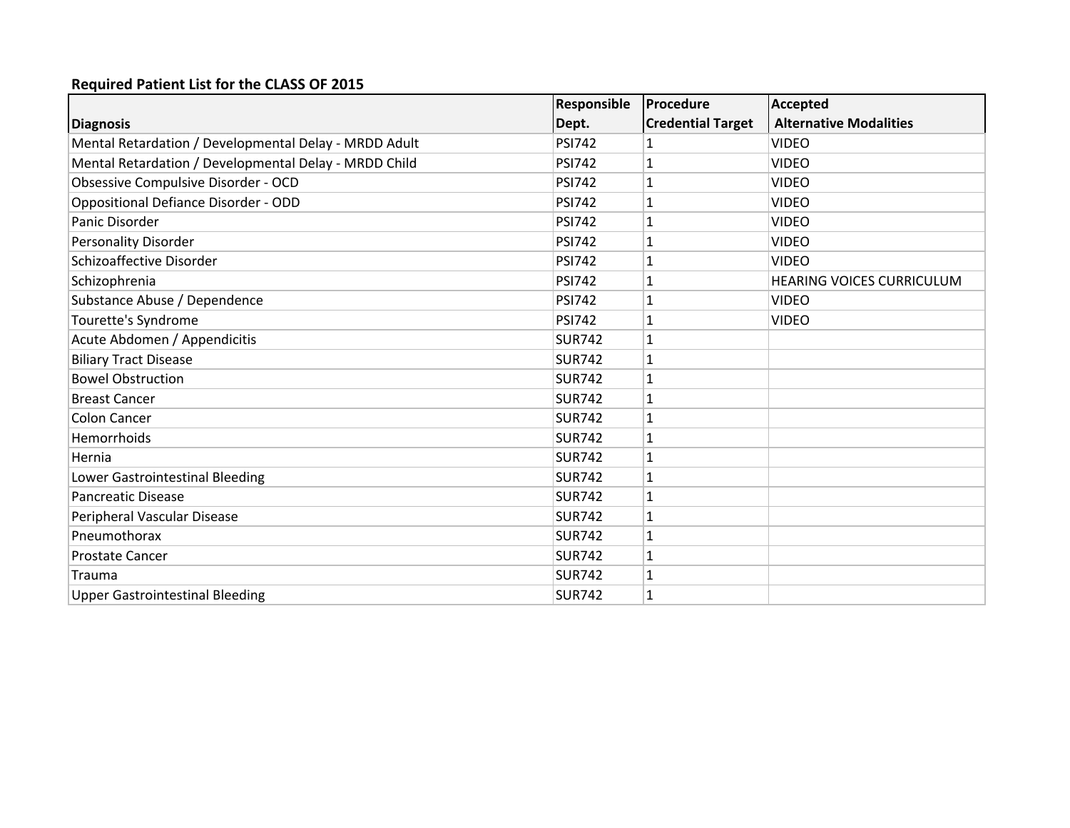**Required Patient List for the CLASS OF 2015**

| Diagnosis | Responsible Dept. | Procedure Credential Target | Accepted Alternative Modalities |
|---|---|---|---|
| Mental Retardation / Developmental Delay - MRDD Adult | PSI742 | 1 | VIDEO |
| Mental Retardation / Developmental Delay - MRDD Child | PSI742 | 1 | VIDEO |
| Obsessive Compulsive Disorder - OCD | PSI742 | 1 | VIDEO |
| Oppositional Defiance Disorder - ODD | PSI742 | 1 | VIDEO |
| Panic Disorder | PSI742 | 1 | VIDEO |
| Personality Disorder | PSI742 | 1 | VIDEO |
| Schizoaffective Disorder | PSI742 | 1 | VIDEO |
| Schizophrenia | PSI742 | 1 | HEARING VOICES CURRICULUM |
| Substance Abuse / Dependence | PSI742 | 1 | VIDEO |
| Tourette's Syndrome | PSI742 | 1 | VIDEO |
| Acute Abdomen / Appendicitis | SUR742 | 1 | |
| Biliary Tract Disease | SUR742 | 1 | |
| Bowel Obstruction | SUR742 | 1 | |
| Breast Cancer | SUR742 | 1 | |
| Colon Cancer | SUR742 | 1 | |
| Hemorrhoids | SUR742 | 1 | |
| Hernia | SUR742 | 1 | |
| Lower Gastrointestinal Bleeding | SUR742 | 1 | |
| Pancreatic Disease | SUR742 | 1 | |
| Peripheral Vascular Disease | SUR742 | 1 | |
| Pneumothorax | SUR742 | 1 | |
| Prostate Cancer | SUR742 | 1 | |
| Trauma | SUR742 | 1 | |
| Upper Gastrointestinal Bleeding | SUR742 | 1 | |